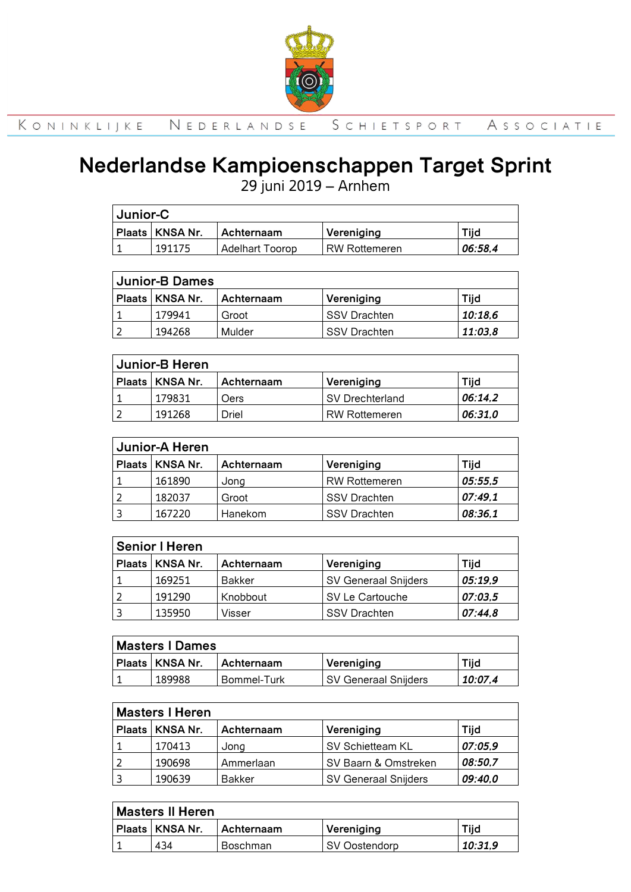KONINKLIJKE NEDERLANDSE SCHIETSPORT ASSOCIATIE

# Nederlandse Kampioenschappen Target Sprint

29 juni 2019 – Arnhem

## Junior-C

| Plaats | KNSA Nr. | Achternaam | Vereniging | Tijd |
|---|---|---|---|---|
| 1 | 191175 | Adelhart Toorop | RW Rottemeren | ***06:58,4*** |

## Junior-B Dames

| Plaats | KNSA Nr. | Achternaam | Vereniging | Tijd |
|---|---|---|---|---|
| 1 | 179941 | Groot | SSV Drachten | ***10:18,6*** |
| 2 | 194268 | Mulder | SSV Drachten | ***11:03,8*** |

## Junior-B Heren

| Plaats | KNSA Nr. | Achternaam | Vereniging | Tijd |
|---|---|---|---|---|
| 1 | 179831 | Oers | SV Drechterland | ***06:14,2*** |
| 2 | 191268 | Driel | RW Rottemeren | ***06:31,0*** |

## Junior-A Heren

| Plaats | KNSA Nr. | Achternaam | Vereniging | Tijd |
|---|---|---|---|---|
| 1 | 161890 | Jong | RW Rottemeren | ***05:55,5*** |
| 2 | 182037 | Groot | SSV Drachten | ***07:49,1*** |
| 3 | 167220 | Hanekom | SSV Drachten | ***08:36,1*** |

## Senior I Heren

| Plaats | KNSA Nr. | Achternaam | Vereniging | Tijd |
|---|---|---|---|---|
| 1 | 169251 | Bakker | SV Generaal Snijders | ***05:19,9*** |
| 2 | 191290 | Knobbout | SV Le Cartouche | ***07:03,5*** |
| 3 | 135950 | Visser | SSV Drachten | ***07:44,8*** |

## Masters I Dames

| Plaats | KNSA Nr. | Achternaam | Vereniging | Tijd |
|---|---|---|---|---|
| 1 | 189988 | Bommel-Turk | SV Generaal Snijders | ***10:07,4*** |

## Masters I Heren

| Plaats | KNSA Nr. | Achternaam | Vereniging | Tijd |
|---|---|---|---|---|
| 1 | 170413 | Jong | SV Schietteam KL | ***07:05,9*** |
| 2 | 190698 | Ammerlaan | SV Baarn & Omstreken | ***08:50,7*** |
| 3 | 190639 | Bakker | SV Generaal Snijders | ***09:40,0*** |

## Masters II Heren

| Plaats | KNSA Nr. | Achternaam | Vereniging | Tijd |
|---|---|---|---|---|
| 1 | 434 | Boschman | SV Oostendorp | ***10:31,9*** |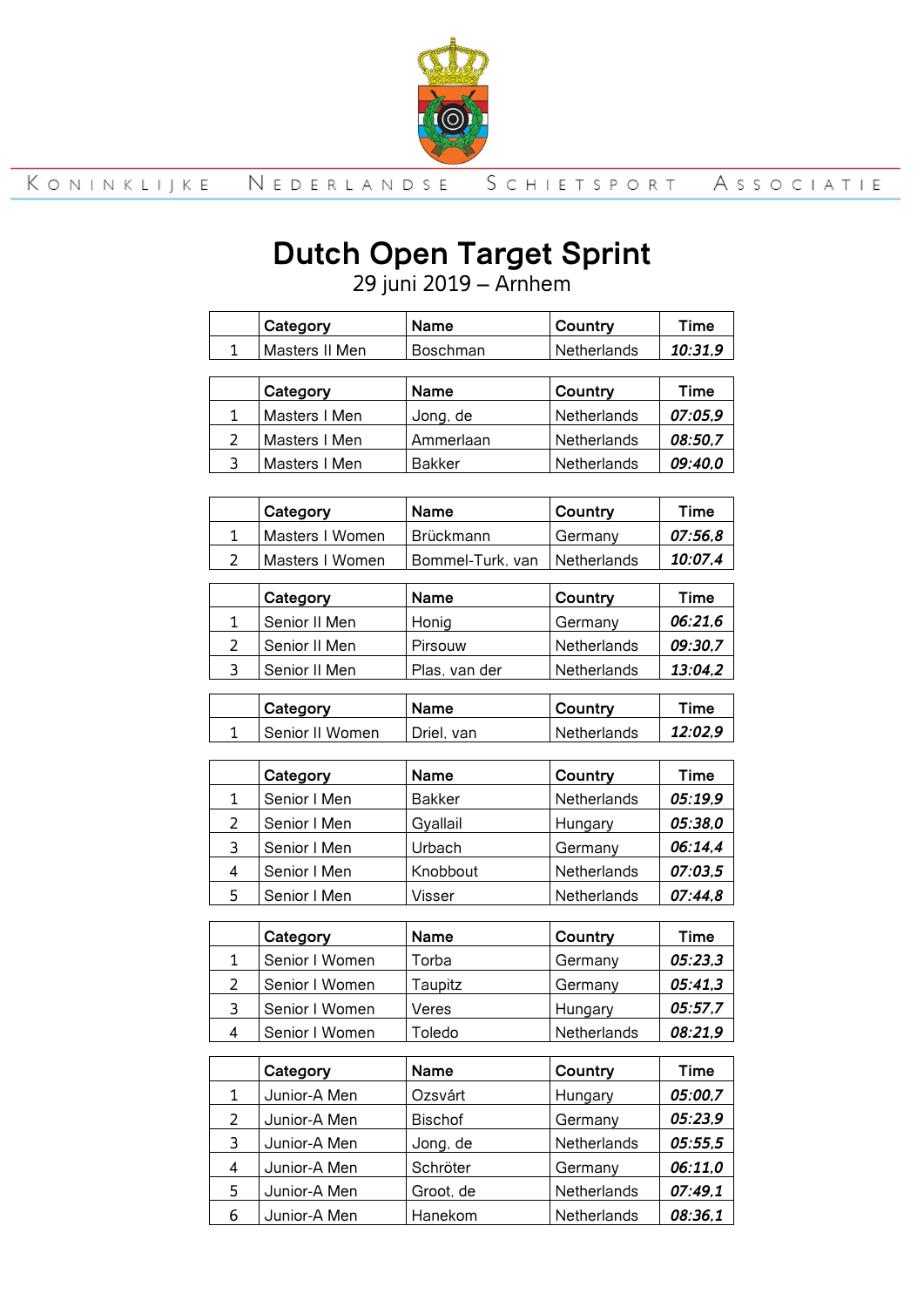KONINKLIJKE NEDERLANDSE SCHIETSPORT ASSOCIATIE

# Dutch Open Target Sprint

29 juni 2019 – Arnhem

| | Category | Name | Country | Time |
|---|---|---|---|---|
| 1 | Masters II Men | Boschman | Netherlands | ***10:31,9*** |

| | Category | Name | Country | Time |
|---|---|---|---|---|
| 1 | Masters I Men | Jong, de | Netherlands | ***07:05,9*** |
| 2 | Masters I Men | Ammerlaan | Netherlands | ***08:50,7*** |
| 3 | Masters I Men | Bakker | Netherlands | ***09:40,0*** |

| | Category | Name | Country | Time |
|---|---|---|---|---|
| 1 | Masters I Women | Brückmann | Germany | ***07:56,8*** |
| 2 | Masters I Women | Bommel-Turk, van | Netherlands | ***10:07,4*** |

| | Category | Name | Country | Time |
|---|---|---|---|---|
| 1 | Senior II Men | Honig | Germany | ***06:21,6*** |
| 2 | Senior II Men | Pirsouw | Netherlands | ***09:30,7*** |
| 3 | Senior II Men | Plas, van der | Netherlands | ***13:04,2*** |

| | Category | Name | Country | Time |
|---|---|---|---|---|
| 1 | Senior II Women | Driel, van | Netherlands | ***12:02,9*** |

| | Category | Name | Country | Time |
|---|---|---|---|---|
| 1 | Senior I Men | Bakker | Netherlands | ***05:19,9*** |
| 2 | Senior I Men | Gyallail | Hungary | ***05:38,0*** |
| 3 | Senior I Men | Urbach | Germany | ***06:14,4*** |
| 4 | Senior I Men | Knobbout | Netherlands | ***07:03,5*** |
| 5 | Senior I Men | Visser | Netherlands | ***07:44,8*** |

| | Category | Name | Country | Time |
|---|---|---|---|---|
| 1 | Senior I Women | Torba | Germany | ***05:23,3*** |
| 2 | Senior I Women | Taupitz | Germany | ***05:41,3*** |
| 3 | Senior I Women | Veres | Hungary | ***05:57,7*** |
| 4 | Senior I Women | Toledo | Netherlands | ***08:21,9*** |

| | Category | Name | Country | Time |
|---|---|---|---|---|
| 1 | Junior-A Men | Ozsvárt | Hungary | ***05:00,7*** |
| 2 | Junior-A Men | Bischof | Germany | ***05:23,9*** |
| 3 | Junior-A Men | Jong, de | Netherlands | ***05:55,5*** |
| 4 | Junior-A Men | Schröter | Germany | ***06:11,0*** |
| 5 | Junior-A Men | Groot, de | Netherlands | ***07:49,1*** |
| 6 | Junior-A Men | Hanekom | Netherlands | ***08:36,1*** |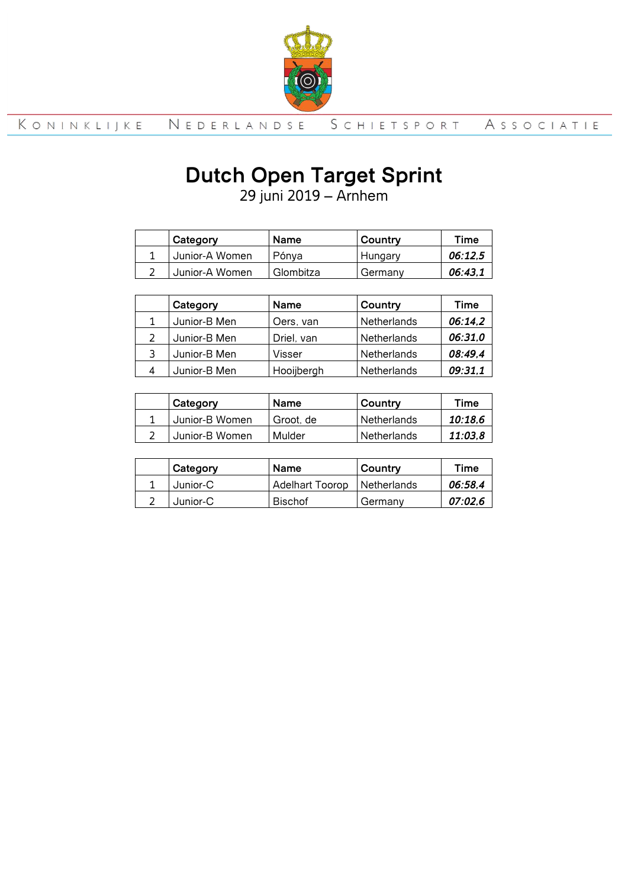Koninklijke Nederlandse Schietsport Associatie

# Dutch Open Target Sprint

29 juni 2019 – Arnhem

| | Category | Name | Country | Time |
|---|---|---|---|---|
| 1 | Junior-A Women | Pónya | Hungary | ***06:12,5*** |
| 2 | Junior-A Women | Glombitza | Germany | ***06:43,1*** |

| | Category | Name | Country | Time |
|---|---|---|---|---|
| 1 | Junior-B Men | Oers, van | Netherlands | ***06:14,2*** |
| 2 | Junior-B Men | Driel, van | Netherlands | ***06:31,0*** |
| 3 | Junior-B Men | Visser | Netherlands | ***08:49,4*** |
| 4 | Junior-B Men | Hooijbergh | Netherlands | ***09:31,1*** |

| | Category | Name | Country | Time |
|---|---|---|---|---|
| 1 | Junior-B Women | Groot, de | Netherlands | ***10:18,6*** |
| 2 | Junior-B Women | Mulder | Netherlands | ***11:03,8*** |

| | Category | Name | Country | Time |
|---|---|---|---|---|
| 1 | Junior-C | Adelhart Toorop | Netherlands | ***06:58,4*** |
| 2 | Junior-C | Bischof | Germany | ***07:02,6*** |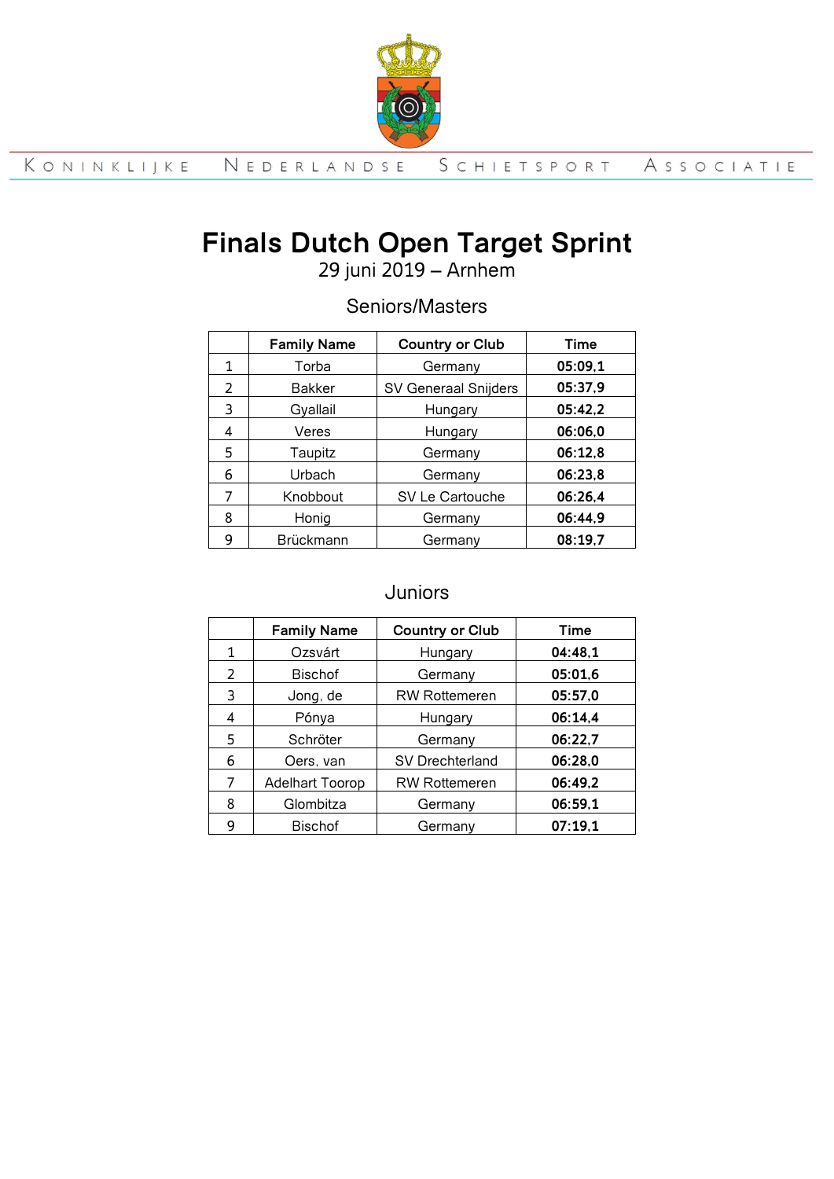Koninklijke Nederlandse Schietsport Associatie

# Finals Dutch Open Target Sprint

29 juni 2019 – Arnhem

## Seniors/Masters

| | Family Name | Country or Club | Time |
|---|---|---|---|
| 1 | Torba | Germany | **05:09,1** |
| 2 | Bakker | SV Generaal Snijders | **05:37,9** |
| 3 | Gyallail | Hungary | **05:42,2** |
| 4 | Veres | Hungary | **06:06,0** |
| 5 | Taupitz | Germany | **06:12,8** |
| 6 | Urbach | Germany | **06:23,8** |
| 7 | Knobbout | SV Le Cartouche | **06:26,4** |
| 8 | Honig | Germany | **06:44,9** |
| 9 | Brückmann | Germany | **08:19,7** |

## Juniors

| | Family Name | Country or Club | Time |
|---|---|---|---|
| 1 | Ozsvárt | Hungary | **04:48,1** |
| 2 | Bischof | Germany | **05:01,6** |
| 3 | Jong, de | RW Rottemeren | **05:57,0** |
| 4 | Pónya | Hungary | **06:14,4** |
| 5 | Schröter | Germany | **06:22,7** |
| 6 | Oers, van | SV Drechterland | **06:28,0** |
| 7 | Adelhart Toorop | RW Rottemeren | **06:49,2** |
| 8 | Glombitza | Germany | **06:59,1** |
| 9 | Bischof | Germany | **07:19,1** |